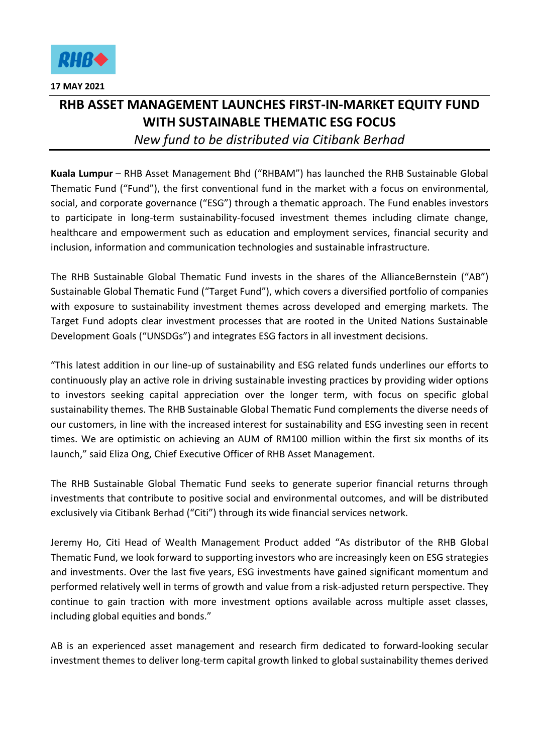**17 MAY 2021**

# RHB ASSET MANAGEMENT LAUNCHES FIRST-IN-MARKET EQUITY FUND WITH SUSTAINABLE THEMATIC ESG FOCUS

*New fund to be distributed via Citibank Berhad*

**Kuala Lumpur** – RHB Asset Management Bhd ("RHBAM") has launched the RHB Sustainable Global Thematic Fund ("Fund"), the first conventional fund in the market with a focus on environmental, social, and corporate governance ("ESG") through a thematic approach. The Fund enables investors to participate in long-term sustainability-focused investment themes including climate change, healthcare and empowerment such as education and employment services, financial security and inclusion, information and communication technologies and sustainable infrastructure.

The RHB Sustainable Global Thematic Fund invests in the shares of the AllianceBernstein ("AB") Sustainable Global Thematic Fund ("Target Fund"), which covers a diversified portfolio of companies with exposure to sustainability investment themes across developed and emerging markets. The Target Fund adopts clear investment processes that are rooted in the United Nations Sustainable Development Goals ("UNSDGs") and integrates ESG factors in all investment decisions.

"This latest addition in our line-up of sustainability and ESG related funds underlines our efforts to continuously play an active role in driving sustainable investing practices by providing wider options to investors seeking capital appreciation over the longer term, with focus on specific global sustainability themes. The RHB Sustainable Global Thematic Fund complements the diverse needs of our customers, in line with the increased interest for sustainability and ESG investing seen in recent times. We are optimistic on achieving an AUM of RM100 million within the first six months of its launch," said Eliza Ong, Chief Executive Officer of RHB Asset Management.

The RHB Sustainable Global Thematic Fund seeks to generate superior financial returns through investments that contribute to positive social and environmental outcomes, and will be distributed exclusively via Citibank Berhad ("Citi") through its wide financial services network.

Jeremy Ho, Citi Head of Wealth Management Product added "As distributor of the RHB Global Thematic Fund, we look forward to supporting investors who are increasingly keen on ESG strategies and investments. Over the last five years, ESG investments have gained significant momentum and performed relatively well in terms of growth and value from a risk-adjusted return perspective. They continue to gain traction with more investment options available across multiple asset classes, including global equities and bonds."

AB is an experienced asset management and research firm dedicated to forward-looking secular investment themes to deliver long-term capital growth linked to global sustainability themes derived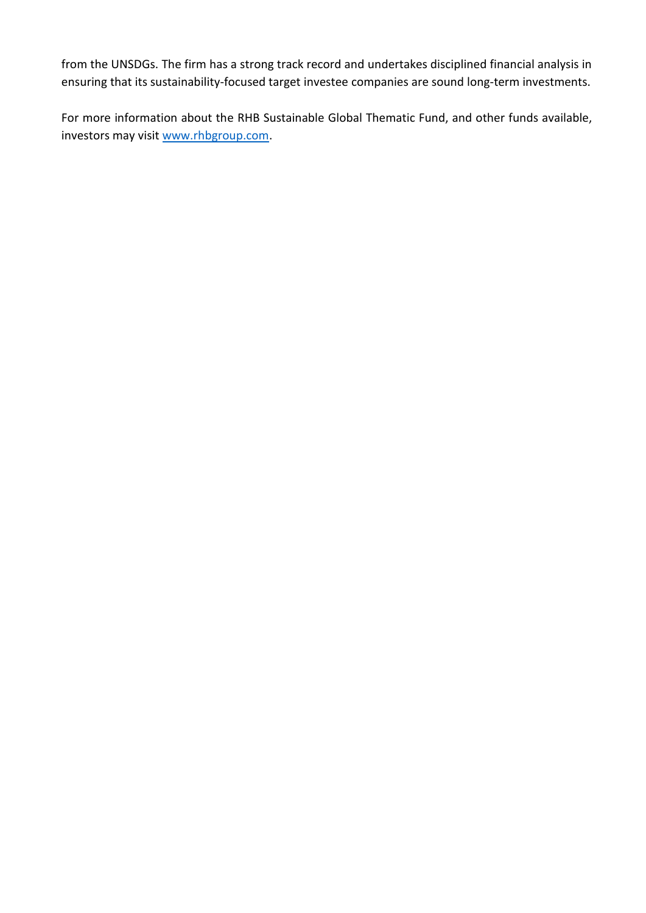from the UNSDGs. The firm has a strong track record and undertakes disciplined financial analysis in ensuring that its sustainability-focused target investee companies are sound long-term investments.

For more information about the RHB Sustainable Global Thematic Fund, and other funds available, investors may visit [www.rhbgroup.com](http://www.rhbgroup.com).